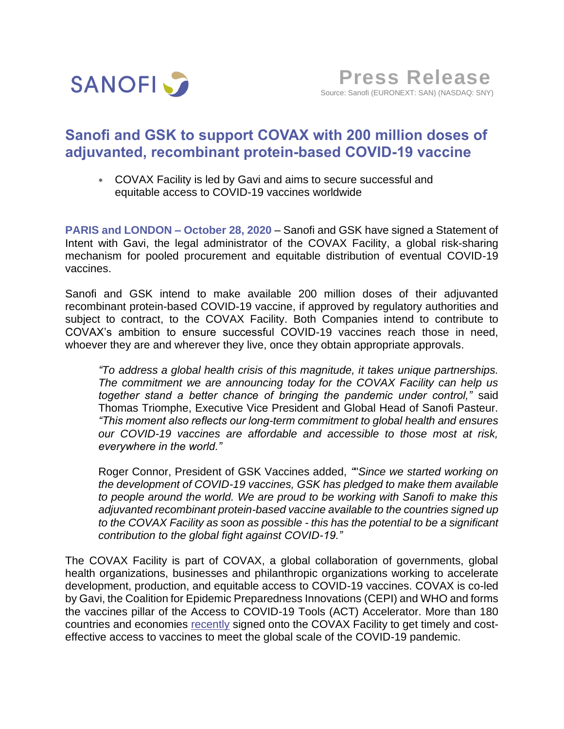SANOFI

**Press Release**

Source: Sanofi (EURONEXT: SAN) (NASDAQ: SNY)

# Sanofi and GSK to support COVAX with 200 million doses of adjuvanted, recombinant protein-based COVID-19 vaccine

- COVAX Facility is led by Gavi and aims to secure successful and equitable access to COVID-19 vaccines worldwide

**PARIS and LONDON – October 28, 2020** – Sanofi and GSK have signed a Statement of Intent with Gavi, the legal administrator of the COVAX Facility, a global risk-sharing mechanism for pooled procurement and equitable distribution of eventual COVID-19 vaccines.

Sanofi and GSK intend to make available 200 million doses of their adjuvanted recombinant protein-based COVID-19 vaccine, if approved by regulatory authorities and subject to contract, to the COVAX Facility. Both Companies intend to contribute to COVAX's ambition to ensure successful COVID-19 vaccines reach those in need, whoever they are and wherever they live, once they obtain appropriate approvals.

> *"To address a global health crisis of this magnitude, it takes unique partnerships. The commitment we are announcing today for the COVAX Facility can help us together stand a better chance of bringing the pandemic under control,"* said Thomas Triomphe, Executive Vice President and Global Head of Sanofi Pasteur. *"This moment also reflects our long-term commitment to global health and ensures our COVID-19 vaccines are affordable and accessible to those most at risk, everywhere in the world."*
>
> Roger Connor, President of GSK Vaccines added, *""Since we started working on the development of COVID-19 vaccines, GSK has pledged to make them available to people around the world. We are proud to be working with Sanofi to make this adjuvanted recombinant protein-based vaccine available to the countries signed up to the COVAX Facility as soon as possible - this has the potential to be a significant contribution to the global fight against COVID-19."*

The COVAX Facility is part of COVAX, a global collaboration of governments, global health organizations, businesses and philanthropic organizations working to accelerate development, production, and equitable access to COVID-19 vaccines. COVAX is co-led by Gavi, the Coalition for Epidemic Preparedness Innovations (CEPI) and WHO and forms the vaccines pillar of the Access to COVID-19 Tools (ACT) Accelerator. More than 180 countries and economies recently signed onto the COVAX Facility to get timely and cost-effective access to vaccines to meet the global scale of the COVID-19 pandemic.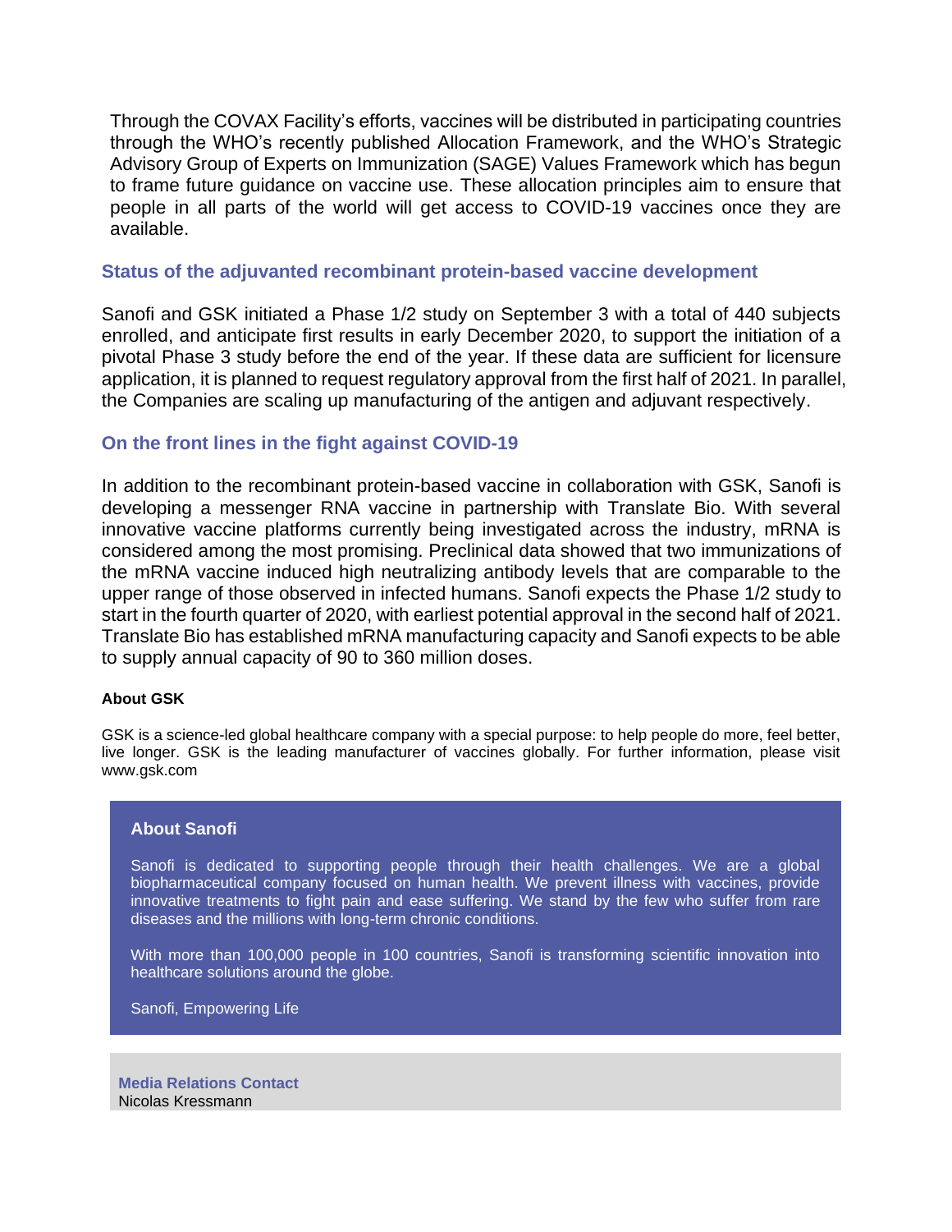Through the COVAX Facility's efforts, vaccines will be distributed in participating countries through the WHO's recently published Allocation Framework, and the WHO's Strategic Advisory Group of Experts on Immunization (SAGE) Values Framework which has begun to frame future guidance on vaccine use. These allocation principles aim to ensure that people in all parts of the world will get access to COVID-19 vaccines once they are available.

## Status of the adjuvanted recombinant protein-based vaccine development

Sanofi and GSK initiated a Phase 1/2 study on September 3 with a total of 440 subjects enrolled, and anticipate first results in early December 2020, to support the initiation of a pivotal Phase 3 study before the end of the year. If these data are sufficient for licensure application, it is planned to request regulatory approval from the first half of 2021. In parallel, the Companies are scaling up manufacturing of the antigen and adjuvant respectively.

## On the front lines in the fight against COVID-19

In addition to the recombinant protein-based vaccine in collaboration with GSK, Sanofi is developing a messenger RNA vaccine in partnership with Translate Bio. With several innovative vaccine platforms currently being investigated across the industry, mRNA is considered among the most promising. Preclinical data showed that two immunizations of the mRNA vaccine induced high neutralizing antibody levels that are comparable to the upper range of those observed in infected humans. Sanofi expects the Phase 1/2 study to start in the fourth quarter of 2020, with earliest potential approval in the second half of 2021. Translate Bio has established mRNA manufacturing capacity and Sanofi expects to be able to supply annual capacity of 90 to 360 million doses.

**About GSK**

GSK is a science-led global healthcare company with a special purpose: to help people do more, feel better, live longer. GSK is the leading manufacturer of vaccines globally. For further information, please visit www.gsk.com

**About Sanofi**

Sanofi is dedicated to supporting people through their health challenges. We are a global biopharmaceutical company focused on human health. We prevent illness with vaccines, provide innovative treatments to fight pain and ease suffering. We stand by the few who suffer from rare diseases and the millions with long-term chronic conditions.

With more than 100,000 people in 100 countries, Sanofi is transforming scientific innovation into healthcare solutions around the globe.

Sanofi, Empowering Life

**Media Relations Contact**
Nicolas Kressmann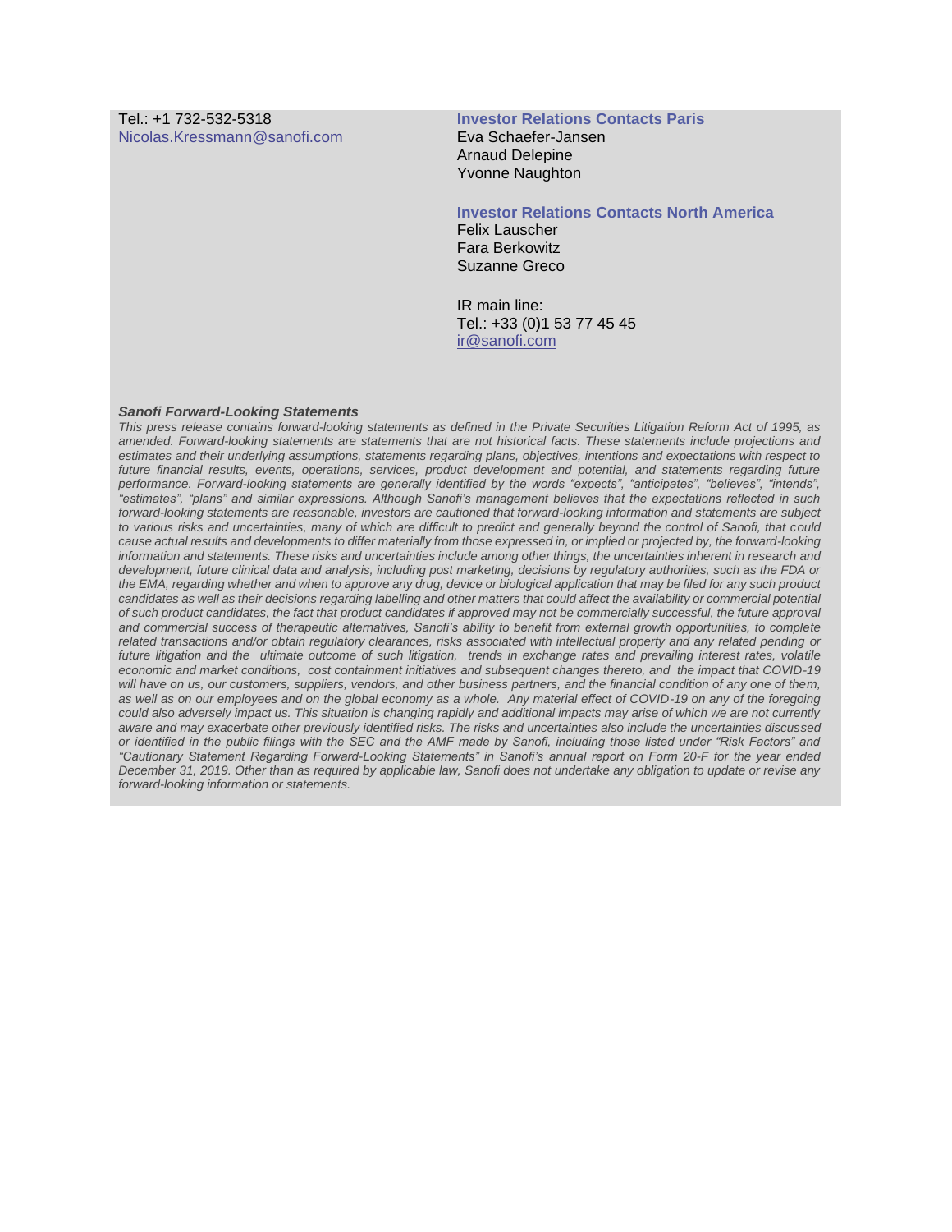Tel.: +1 732-532-5318
Nicolas.Kressmann@sanofi.com

**Investor Relations Contacts Paris**
Eva Schaefer-Jansen
Arnaud Delepine
Yvonne Naughton

**Investor Relations Contacts North America**
Felix Lauscher
Fara Berkowitz
Suzanne Greco

IR main line:
Tel.: +33 (0)1 53 77 45 45
ir@sanofi.com

***Sanofi Forward-Looking Statements***

*This press release contains forward-looking statements as defined in the Private Securities Litigation Reform Act of 1995, as amended. Forward-looking statements are statements that are not historical facts. These statements include projections and estimates and their underlying assumptions, statements regarding plans, objectives, intentions and expectations with respect to future financial results, events, operations, services, product development and potential, and statements regarding future performance. Forward-looking statements are generally identified by the words "expects", "anticipates", "believes", "intends", "estimates", "plans" and similar expressions. Although Sanofi's management believes that the expectations reflected in such forward-looking statements are reasonable, investors are cautioned that forward-looking information and statements are subject to various risks and uncertainties, many of which are difficult to predict and generally beyond the control of Sanofi, that could cause actual results and developments to differ materially from those expressed in, or implied or projected by, the forward-looking information and statements. These risks and uncertainties include among other things, the uncertainties inherent in research and development, future clinical data and analysis, including post marketing, decisions by regulatory authorities, such as the FDA or the EMA, regarding whether and when to approve any drug, device or biological application that may be filed for any such product candidates as well as their decisions regarding labelling and other matters that could affect the availability or commercial potential of such product candidates, the fact that product candidates if approved may not be commercially successful, the future approval and commercial success of therapeutic alternatives, Sanofi's ability to benefit from external growth opportunities, to complete related transactions and/or obtain regulatory clearances, risks associated with intellectual property and any related pending or future litigation and the ultimate outcome of such litigation, trends in exchange rates and prevailing interest rates, volatile economic and market conditions, cost containment initiatives and subsequent changes thereto, and the impact that COVID-19 will have on us, our customers, suppliers, vendors, and other business partners, and the financial condition of any one of them, as well as on our employees and on the global economy as a whole. Any material effect of COVID-19 on any of the foregoing could also adversely impact us. This situation is changing rapidly and additional impacts may arise of which we are not currently aware and may exacerbate other previously identified risks. The risks and uncertainties also include the uncertainties discussed or identified in the public filings with the SEC and the AMF made by Sanofi, including those listed under "Risk Factors" and "Cautionary Statement Regarding Forward-Looking Statements" in Sanofi's annual report on Form 20-F for the year ended December 31, 2019. Other than as required by applicable law, Sanofi does not undertake any obligation to update or revise any forward-looking information or statements.*